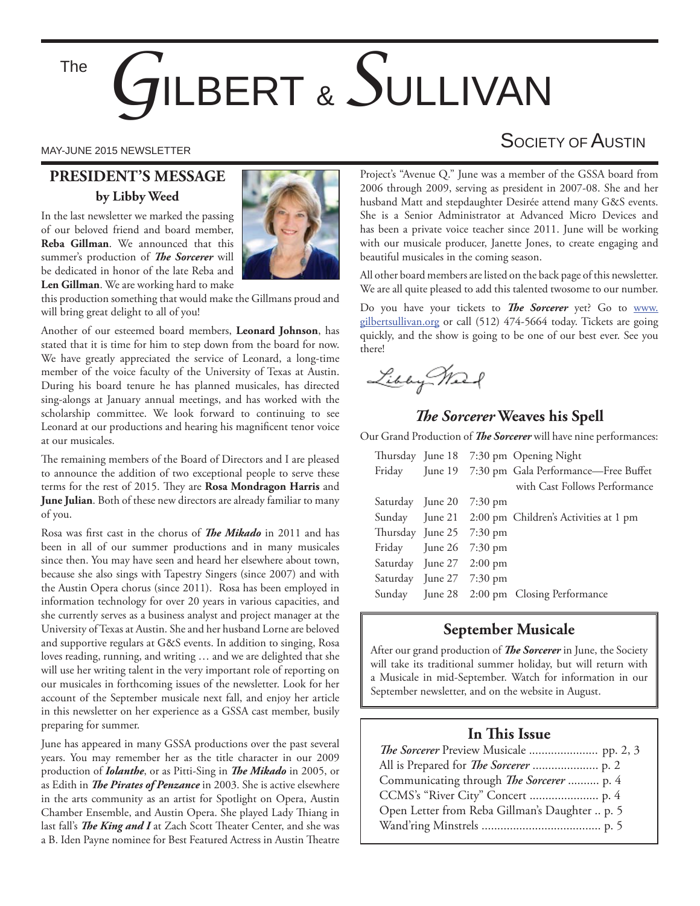# The GILBERT & SULLIVAN SOCIETY OF AUSTIN

MAY-JUNE 2015 NEWSLETTER

## PRESIDENT'S MESSAGE

**by Libby Weed**

In the last newsletter we marked the passing of our beloved friend and board member, **Reba Gillman**. We announced that this summer's production of ***The Sorcerer*** will be dedicated in honor of the late Reba and **Len Gillman**. We are working hard to make this production something that would make the Gillmans proud and will bring great delight to all of you!

Another of our esteemed board members, **Leonard Johnson**, has stated that it is time for him to step down from the board for now. We have greatly appreciated the service of Leonard, a long-time member of the voice faculty of the University of Texas at Austin. During his board tenure he has planned musicales, has directed sing-alongs at January annual meetings, and has worked with the scholarship committee. We look forward to continuing to see Leonard at our productions and hearing his magnificent tenor voice at our musicales.

The remaining members of the Board of Directors and I are pleased to announce the addition of two exceptional people to serve these terms for the rest of 2015. They are **Rosa Mondragon Harris** and **June Julian**. Both of these new directors are already familiar to many of you.

Rosa was first cast in the chorus of ***The Mikado*** in 2011 and has been in all of our summer productions and in many musicales since then. You may have seen and heard her elsewhere about town, because she also sings with Tapestry Singers (since 2007) and with the Austin Opera chorus (since 2011). Rosa has been employed in information technology for over 20 years in various capacities, and she currently serves as a business analyst and project manager at the University of Texas at Austin. She and her husband Lorne are beloved and supportive regulars at G&S events. In addition to singing, Rosa loves reading, running, and writing … and we are delighted that she will use her writing talent in the very important role of reporting on our musicales in forthcoming issues of the newsletter. Look for her account of the September musicale next fall, and enjoy her article in this newsletter on her experience as a GSSA cast member, busily preparing for summer.

June has appeared in many GSSA productions over the past several years. You may remember her as the title character in our 2009 production of ***Iolanthe***, or as Pitti-Sing in ***The Mikado*** in 2005, or as Edith in ***The Pirates of Penzance*** in 2003. She is active elsewhere in the arts community as an artist for Spotlight on Opera, Austin Chamber Ensemble, and Austin Opera. She played Lady Thiang in last fall's ***The King and I*** at Zach Scott Theater Center, and she was a B. Iden Payne nominee for Best Featured Actress in Austin Theatre Project's "Avenue Q." June was a member of the GSSA board from 2006 through 2009, serving as president in 2007-08. She and her husband Matt and stepdaughter Desirée attend many G&S events. She is a Senior Administrator at Advanced Micro Devices and has been a private voice teacher since 2011. June will be working with our musicale producer, Janette Jones, to create engaging and beautiful musicales in the coming season.

All other board members are listed on the back page of this newsletter. We are all quite pleased to add this talented twosome to our number.

Do you have your tickets to ***The Sorcerer*** yet? Go to www.gilbertsullivan.org or call (512) 474-5664 today. Tickets are going quickly, and the show is going to be one of our best ever. See you there!

Libby Weed

## *The Sorcerer* Weaves his Spell

Our Grand Production of ***The Sorcerer*** will have nine performances:

| | | | |
|---|---|---|---|
| Thursday | June 18 | 7:30 pm | Opening Night |
| Friday | June 19 | 7:30 pm | Gala Performance—Free Buffet with Cast Follows Performance |
| Saturday | June 20 | 7:30 pm | |
| Sunday | June 21 | 2:00 pm | Children's Activities at 1 pm |
| Thursday | June 25 | 7:30 pm | |
| Friday | June 26 | 7:30 pm | |
| Saturday | June 27 | 2:00 pm | |
| Saturday | June 27 | 7:30 pm | |
| Sunday | June 28 | 2:00 pm | Closing Performance |

## September Musicale

After our grand production of ***The Sorcerer*** in June, the Society will take its traditional summer holiday, but will return with a Musicale in mid-September. Watch for information in our September newsletter, and on the website in August.

## In This Issue

- *The Sorcerer* Preview Musicale ...................... pp. 2, 3
- All is Prepared for *The Sorcerer* ..................... p. 2
- Communicating through *The Sorcerer* .......... p. 4
- CCMS's "River City" Concert ...................... p. 4
- Open Letter from Reba Gillman's Daughter .. p. 5
- Wand'ring Minstrels ...................................... p. 5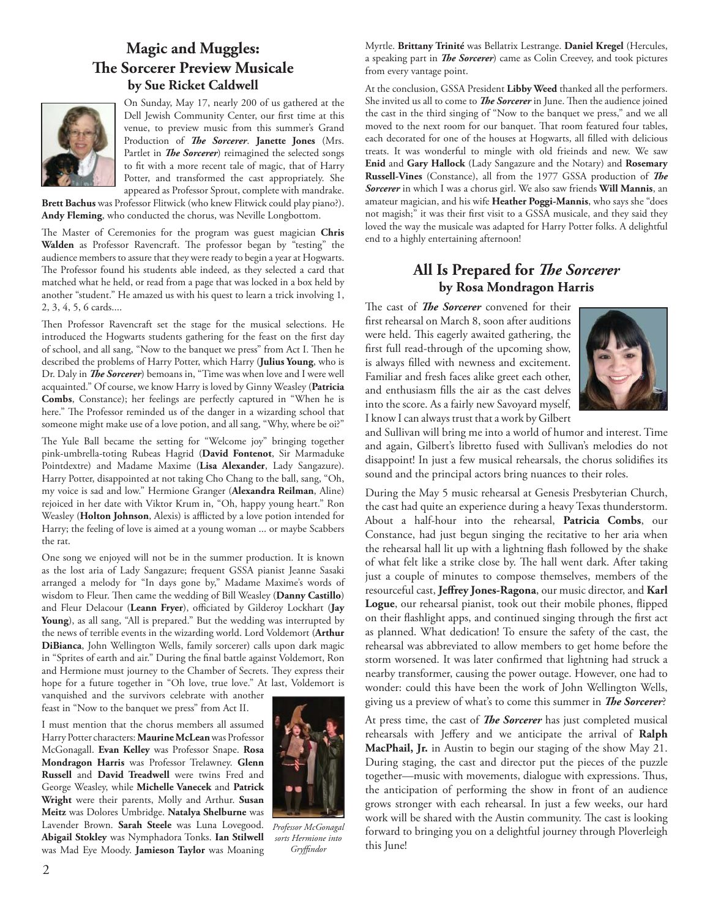## Magic and Muggles: The Sorcerer Preview Musicale

### by Sue Ricket Caldwell

On Sunday, May 17, nearly 200 of us gathered at the Dell Jewish Community Center, our first time at this venue, to preview music from this summer's Grand Production of ***The Sorcerer***. **Janette Jones** (Mrs. Partlet in ***The Sorcerer***) reimagined the selected songs to fit with a more recent tale of magic, that of Harry Potter, and transformed the cast appropriately. She appeared as Professor Sprout, complete with mandrake. **Brett Bachus** was Professor Flitwick (who knew Flitwick could play piano?). **Andy Fleming**, who conducted the chorus, was Neville Longbottom.

The Master of Ceremonies for the program was guest magician **Chris Walden** as Professor Ravencraft. The professor began by "testing" the audience members to assure that they were ready to begin a year at Hogwarts. The Professor found his students able indeed, as they selected a card that matched what he held, or read from a page that was locked in a box held by another "student." He amazed us with his quest to learn a trick involving 1, 2, 3, 4, 5, 6 cards....

Then Professor Ravencraft set the stage for the musical selections. He introduced the Hogwarts students gathering for the feast on the first day of school, and all sang, "Now to the banquet we press" from Act I. Then he described the problems of Harry Potter, which Harry (**Julius Young**, who is Dr. Daly in ***The Sorcerer***) bemoans in, "Time was when love and I were well acquainted." Of course, we know Harry is loved by Ginny Weasley (**Patricia Combs**, Constance); her feelings are perfectly captured in "When he is here." The Professor reminded us of the danger in a wizarding school that someone might make use of a love potion, and all sang, "Why, where be oi?"

The Yule Ball became the setting for "Welcome joy" bringing together pink-umbrella-toting Rubeas Hagrid (**David Fontenot**, Sir Marmaduke Pointdextre) and Madame Maxime (**Lisa Alexander**, Lady Sangazure). Harry Potter, disappointed at not taking Cho Chang to the ball, sang, "Oh, my voice is sad and low." Hermione Granger (**Alexandra Reilman**, Aline) rejoiced in her date with Viktor Krum in, "Oh, happy young heart." Ron Weasley (**Holton Johnson**, Alexis) is afflicted by a love potion intended for Harry; the feeling of love is aimed at a young woman ... or maybe Scabbers the rat.

One song we enjoyed will not be in the summer production. It is known as the lost aria of Lady Sangazure; frequent GSSA pianist Jeanne Sasaki arranged a melody for "In days gone by," Madame Maxime's words of wisdom to Fleur. Then came the wedding of Bill Weasley (**Danny Castillo**) and Fleur Delacour (**Leann Fryer**), officiated by Gilderoy Lockhart (**Jay Young**), as all sang, "All is prepared." But the wedding was interrupted by the news of terrible events in the wizarding world. Lord Voldemort (**Arthur DiBianca**, John Wellington Wells, family sorcerer) calls upon dark magic in "Sprites of earth and air." During the final battle against Voldemort, Ron and Hermione must journey to the Chamber of Secrets. They express their hope for a future together in "Oh love, true love." At last, Voldemort is vanquished and the survivors celebrate with another feast in "Now to the banquet we press" from Act II.

I must mention that the chorus members all assumed Harry Potter characters: **Maurine McLean** was Professor McGonagall. **Evan Kelley** was Professor Snape. **Rosa Mondragon Harris** was Professor Trelawney. **Glenn Russell** and **David Treadwell** were twins Fred and George Weasley, while **Michelle Vanecek** and **Patrick Wright** were their parents, Molly and Arthur. **Susan Meitz** was Dolores Umbridge. **Natalya Shelburne** was Lavender Brown. **Sarah Steele** was Luna Lovegood. **Abigail Stokley** was Nymphadora Tonks. **Ian Stilwell** was Mad Eye Moody. **Jamieson Taylor** was Moaning Myrtle. **Brittany Trinité** was Bellatrix Lestrange. **Daniel Kregel** (Hercules, a speaking part in ***The Sorcerer***) came as Colin Creevey, and took pictures from every vantage point.

*Professor McGonagal sorts Hermione into Gryffindor*

At the conclusion, GSSA President **Libby Weed** thanked all the performers. She invited us all to come to ***The Sorcerer*** in June. Then the audience joined the cast in the third singing of "Now to the banquet we press," and we all moved to the next room for our banquet. That room featured four tables, each decorated for one of the houses at Hogwarts, all filled with delicious treats. It was wonderful to mingle with old frieinds and new. We saw **Enid** and **Gary Hallock** (Lady Sangazure and the Notary) and **Rosemary Russell-Vines** (Constance), all from the 1977 GSSA production of ***The Sorcerer*** in which I was a chorus girl. We also saw friends **Will Mannis**, an amateur magician, and his wife **Heather Poggi-Mannis**, who says she "does not magish;" it was their first visit to a GSSA musicale, and they said they loved the way the musicale was adapted for Harry Potter folks. A delightful end to a highly entertaining afternoon!

## All Is Prepared for *The Sorcerer*

### by Rosa Mondragon Harris

The cast of ***The Sorcerer*** convened for their first rehearsal on March 8, soon after auditions were held. This eagerly awaited gathering, the first full read-through of the upcoming show, is always filled with newness and excitement. Familiar and fresh faces alike greet each other, and enthusiasm fills the air as the cast delves into the score. As a fairly new Savoyard myself, I know I can always trust that a work by Gilbert and Sullivan will bring me into a world of humor and interest. Time and again, Gilbert's libretto fused with Sullivan's melodies do not disappoint! In just a few musical rehearsals, the chorus solidifies its sound and the principal actors bring nuances to their roles.

During the May 5 music rehearsal at Genesis Presbyterian Church, the cast had quite an experience during a heavy Texas thunderstorm. About a half-hour into the rehearsal, **Patricia Combs**, our Constance, had just begun singing the recitative to her aria when the rehearsal hall lit up with a lightning flash followed by the shake of what felt like a strike close by. The hall went dark. After taking just a couple of minutes to compose themselves, members of the resourceful cast, **Jeffrey Jones-Ragona**, our music director, and **Karl Logue**, our rehearsal pianist, took out their mobile phones, flipped on their flashlight apps, and continued singing through the first act as planned. What dedication! To ensure the safety of the cast, the rehearsal was abbreviated to allow members to get home before the storm worsened. It was later confirmed that lightning had struck a nearby transformer, causing the power outage. However, one had to wonder: could this have been the work of John Wellington Wells, giving us a preview of what's to come this summer in ***The Sorcerer***?

At press time, the cast of ***The Sorcerer*** has just completed musical rehearsals with Jeffery and we anticipate the arrival of **Ralph MacPhail, Jr.** in Austin to begin our staging of the show May 21. During staging, the cast and director put the pieces of the puzzle together—music with movements, dialogue with expressions. Thus, the anticipation of performing the show in front of an audience grows stronger with each rehearsal. In just a few weeks, our hard work will be shared with the Austin community. The cast is looking forward to bringing you on a delightful journey through Ploverleigh this June!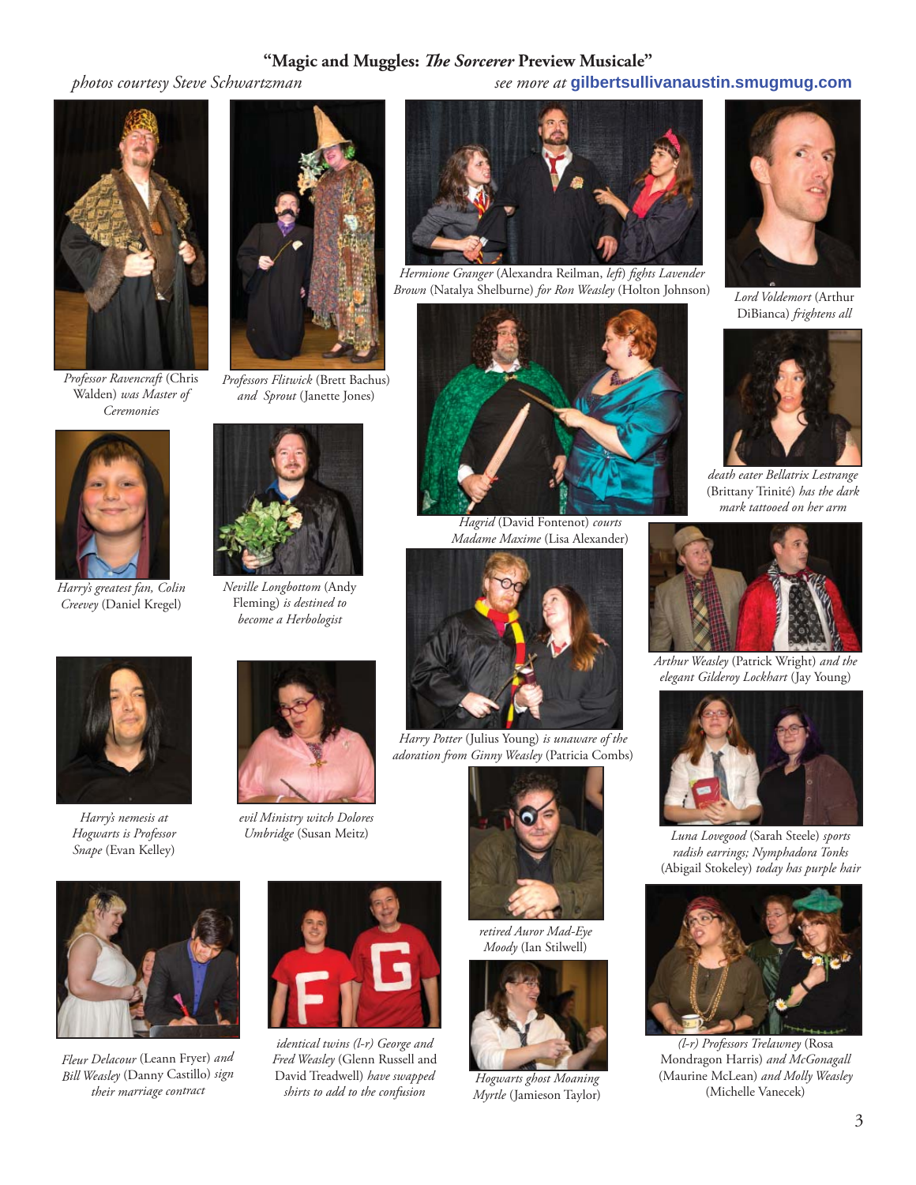## "Magic and Muggles: *The Sorcerer* Preview Musicale"

*photos courtesy Steve Schwartzman* *see more at* **gilbertsullivanaustin.smugmug.com**

*Professor Ravencraft* (Chris Walden) *was Master of Ceremonies*

*Professors Flitwick* (Brett Bachus) *and Sprout* (Janette Jones)

*Hermione Granger* (Alexandra Reilman, *left*) *fights Lavender Brown* (Natalya Shelburne) *for Ron Weasley* (Holton Johnson)

*Lord Voldemort* (Arthur DiBianca) *frightens all*

*Harry's greatest fan, Colin Creevey* (Daniel Kregel)

*Neville Longbottom* (Andy Fleming) *is destined to become a Herbologist*

*Hagrid* (David Fontenot) *courts Madame Maxime* (Lisa Alexander)

*death eater Bellatrix Lestrange* (Brittany Trinité) *has the dark mark tattooed on her arm*

*Arthur Weasley* (Patrick Wright) *and the elegant Gilderoy Lockhart* (Jay Young)

*Harry's nemesis at Hogwarts is Professor Snape* (Evan Kelley)

*evil Ministry witch Dolores Umbridge* (Susan Meitz)

*Harry Potter* (Julius Young) *is unaware of the adoration from Ginny Weasley* (Patricia Combs)

*Luna Lovegood* (Sarah Steele) *sports radish earrings; Nymphadora Tonks* (Abigail Stokeley) *today has purple hair*

*retired Auror Mad-Eye Moody* (Ian Stilwell)

*Fleur Delacour* (Leann Fryer) *and Bill Weasley* (Danny Castillo) *sign their marriage contract*

*identical twins (l-r) George and Fred Weasley* (Glenn Russell and David Treadwell) *have swapped shirts to add to the confusion*

*Hogwarts ghost Moaning Myrtle* (Jamieson Taylor)

*(l-r) Professors Trelawney* (Rosa Mondragon Harris) *and McGonagall* (Maurine McLean) *and Molly Weasley* (Michelle Vanecek)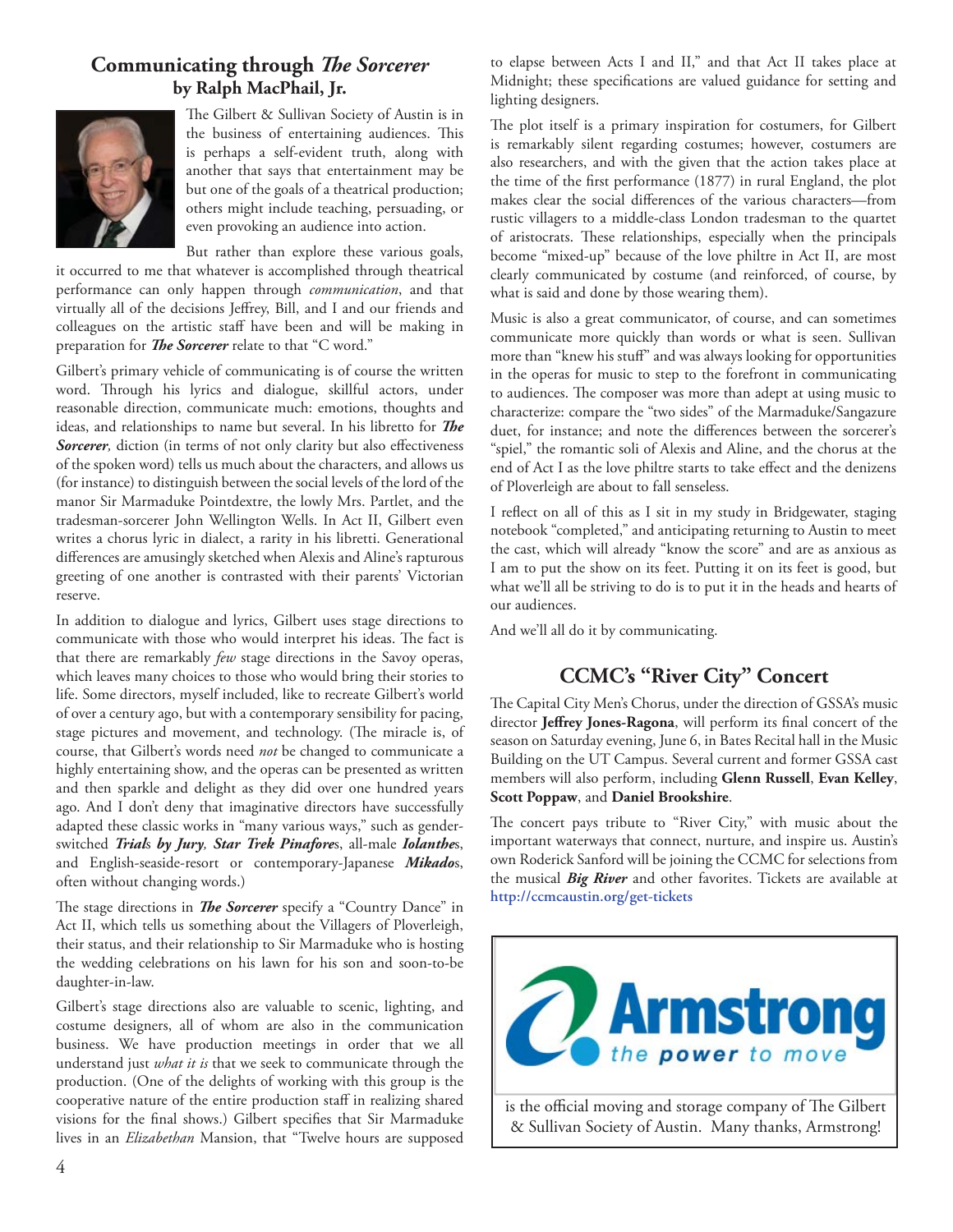## Communicating through *The Sorcerer*
### by Ralph MacPhail, Jr.

The Gilbert & Sullivan Society of Austin is in the business of entertaining audiences. This is perhaps a self-evident truth, along with another that says that entertainment may be but one of the goals of a theatrical production; others might include teaching, persuading, or even provoking an audience into action.

But rather than explore these various goals, it occurred to me that whatever is accomplished through theatrical performance can only happen through *communication*, and that virtually all of the decisions Jeffrey, Bill, and I and our friends and colleagues on the artistic staff have been and will be making in preparation for ***The Sorcerer*** relate to that "C word."

Gilbert's primary vehicle of communicating is of course the written word. Through his lyrics and dialogue, skillful actors, under reasonable direction, communicate much: emotions, thoughts and ideas, and relationships to name but several. In his libretto for ***The Sorcerer,*** diction (in terms of not only clarity but also effectiveness of the spoken word) tells us much about the characters, and allows us (for instance) to distinguish between the social levels of the lord of the manor Sir Marmaduke Pointdextre, the lowly Mrs. Partlet, and the tradesman-sorcerer John Wellington Wells. In Act II, Gilbert even writes a chorus lyric in dialect, a rarity in his libretti. Generational differences are amusingly sketched when Alexis and Aline's rapturous greeting of one another is contrasted with their parents' Victorian reserve.

In addition to dialogue and lyrics, Gilbert uses stage directions to communicate with those who would interpret his ideas. The fact is that there are remarkably *few* stage directions in the Savoy operas, which leaves many choices to those who would bring their stories to life. Some directors, myself included, like to recreate Gilbert's world of over a century ago, but with a contemporary sensibility for pacing, stage pictures and movement, and technology. (The miracle is, of course, that Gilbert's words need *not* be changed to communicate a highly entertaining show, and the operas can be presented as written and then sparkle and delight as they did over one hundred years ago. And I don't deny that imaginative directors have successfully adapted these classic works in "many various ways," such as gender-switched ***Trial*s *by Jury*, *Star Trek Pinafore*s**, all-male ***Iolanthe*s**, and English-seaside-resort or contemporary-Japanese ***Mikado*s**, often without changing words.)

The stage directions in ***The Sorcerer*** specify a "Country Dance" in Act II, which tells us something about the Villagers of Ploverleigh, their status, and their relationship to Sir Marmaduke who is hosting the wedding celebrations on his lawn for his son and soon-to-be daughter-in-law.

Gilbert's stage directions also are valuable to scenic, lighting, and costume designers, all of whom are also in the communication business. We have production meetings in order that we all understand just *what it is* that we seek to communicate through the production. (One of the delights of working with this group is the cooperative nature of the entire production staff in realizing shared visions for the final shows.) Gilbert specifies that Sir Marmaduke lives in an *Elizabethan* Mansion, that "Twelve hours are supposed to elapse between Acts I and II," and that Act II takes place at Midnight; these specifications are valued guidance for setting and lighting designers.

The plot itself is a primary inspiration for costumers, for Gilbert is remarkably silent regarding costumes; however, costumers are also researchers, and with the given that the action takes place at the time of the first performance (1877) in rural England, the plot makes clear the social differences of the various characters—from rustic villagers to a middle-class London tradesman to the quartet of aristocrats. These relationships, especially when the principals become "mixed-up" because of the love philtre in Act II, are most clearly communicated by costume (and reinforced, of course, by what is said and done by those wearing them).

Music is also a great communicator, of course, and can sometimes communicate more quickly than words or what is seen. Sullivan more than "knew his stuff" and was always looking for opportunities in the operas for music to step to the forefront in communicating to audiences. The composer was more than adept at using music to characterize: compare the "two sides" of the Marmaduke/Sangazure duet, for instance; and note the differences between the sorcerer's "spiel," the romantic soli of Alexis and Aline, and the chorus at the end of Act I as the love philtre starts to take effect and the denizens of Ploverleigh are about to fall senseless.

I reflect on all of this as I sit in my study in Bridgewater, staging notebook "completed," and anticipating returning to Austin to meet the cast, which will already "know the score" and are as anxious as I am to put the show on its feet. Putting it on its feet is good, but what we'll all be striving to do is to put it in the heads and hearts of our audiences.

And we'll all do it by communicating.

## CCMC's "River City" Concert

The Capital City Men's Chorus, under the direction of GSSA's music director **Jeffrey Jones-Ragona**, will perform its final concert of the season on Saturday evening, June 6, in Bates Recital hall in the Music Building on the UT Campus. Several current and former GSSA cast members will also perform, including **Glenn Russell**, **Evan Kelley**, **Scott Poppaw**, and **Daniel Brookshire**.

The concert pays tribute to "River City," with music about the important waterways that connect, nurture, and inspire us. Austin's own Roderick Sanford will be joining the CCMC for selections from the musical ***Big River*** and other favorites. Tickets are available at **http://ccmcaustin.org/get-tickets**

**Armstrong** *the power to move*

is the official moving and storage company of The Gilbert & Sullivan Society of Austin. Many thanks, Armstrong!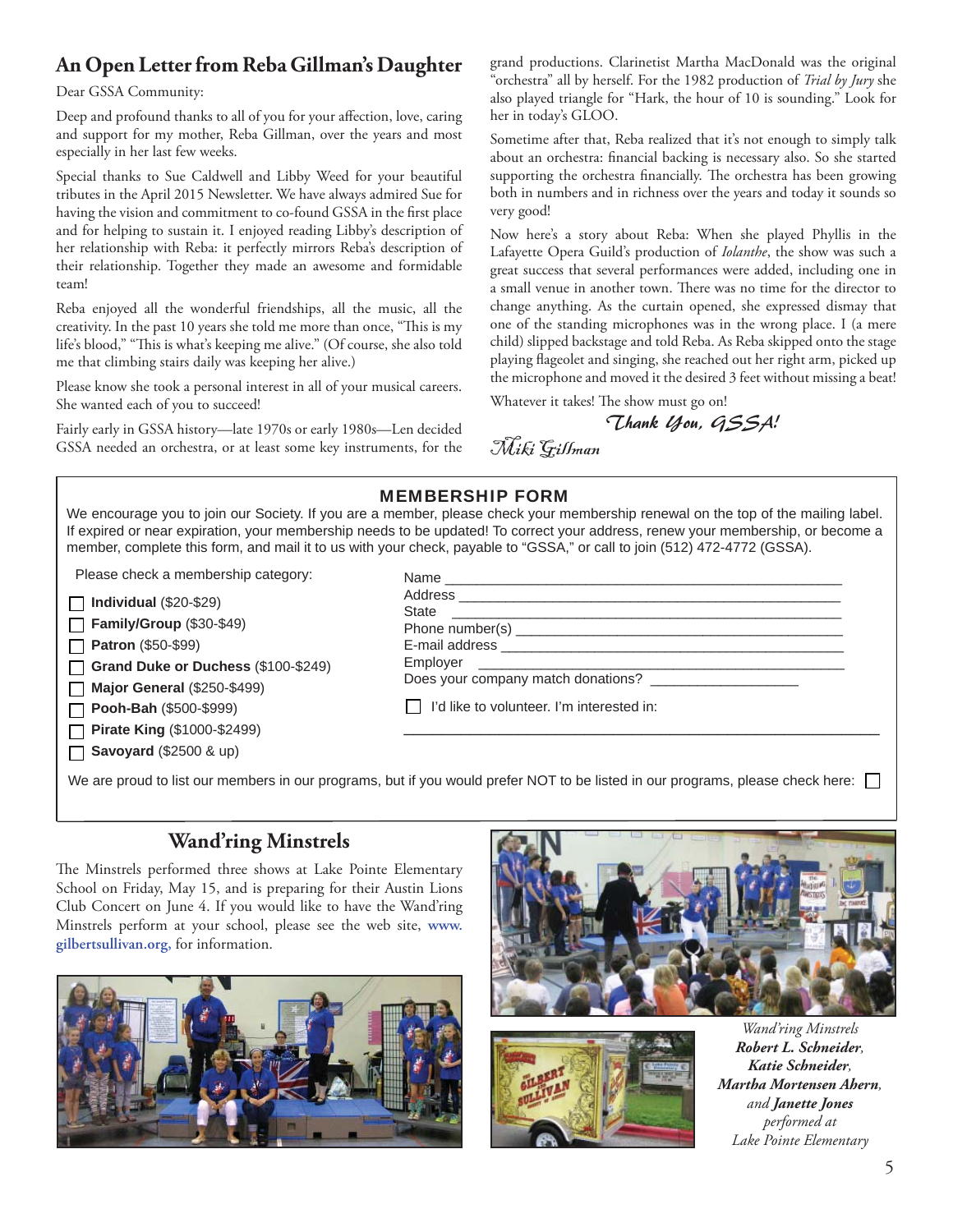## An Open Letter from Reba Gillman's Daughter

Dear GSSA Community:

Deep and profound thanks to all of you for your affection, love, caring and support for my mother, Reba Gillman, over the years and most especially in her last few weeks.

Special thanks to Sue Caldwell and Libby Weed for your beautiful tributes in the April 2015 Newsletter. We have always admired Sue for having the vision and commitment to co-found GSSA in the first place and for helping to sustain it. I enjoyed reading Libby's description of her relationship with Reba: it perfectly mirrors Reba's description of their relationship. Together they made an awesome and formidable team!

Reba enjoyed all the wonderful friendships, all the music, all the creativity. In the past 10 years she told me more than once, "This is my life's blood," "This is what's keeping me alive." (Of course, she also told me that climbing stairs daily was keeping her alive.)

Please know she took a personal interest in all of your musical careers. She wanted each of you to succeed!

Fairly early in GSSA history—late 1970s or early 1980s—Len decided GSSA needed an orchestra, or at least some key instruments, for the grand productions. Clarinetist Martha MacDonald was the original "orchestra" all by herself. For the 1982 production of *Trial by Jury* she also played triangle for "Hark, the hour of 10 is sounding." Look for her in today's GLOO.

Sometime after that, Reba realized that it's not enough to simply talk about an orchestra: financial backing is necessary also. So she started supporting the orchestra financially. The orchestra has been growing both in numbers and in richness over the years and today it sounds so very good!

Now here's a story about Reba: When she played Phyllis in the Lafayette Opera Guild's production of *Iolanthe*, the show was such a great success that several performances were added, including one in a small venue in another town. There was no time for the director to change anything. As the curtain opened, she expressed dismay that one of the standing microphones was in the wrong place. I (a mere child) slipped backstage and told Reba. As Reba skipped onto the stage playing flageolet and singing, she reached out her right arm, picked up the microphone and moved it the desired 3 feet without missing a beat!

Whatever it takes! The show must go on!

*Thank You, GSSA!*

*Miki Gillman*

---

### MEMBERSHIP FORM

We encourage you to join our Society. If you are a member, please check your membership renewal on the top of the mailing label. If expired or near expiration, your membership needs to be updated! To correct your address, renew your membership, or become a member, complete this form, and mail it to us with your check, payable to "GSSA," or call to join (512) 472-4772 (GSSA).

Please check a membership category:

- ☐ **Individual** ($20-$29)
- ☐ **Family/Group** ($30-$49)
- ☐ **Patron** ($50-$99)
- ☐ **Grand Duke or Duchess** ($100-$249)
- ☐ **Major General** ($250-$499)
- ☐ **Pooh-Bah** ($500-$999)
- ☐ **Pirate King** ($1000-$2499)
- ☐ **Savoyard** ($2500 & up)

Name ______________________________

Address ______________________________

State ______________________________

Phone number(s) ______________________________

E-mail address ______________________________

Employer ______________________________

Does your company match donations? ________________

☐ I'd like to volunteer. I'm interested in:

______________________________

We are proud to list our members in our programs, but if you would prefer NOT to be listed in our programs, please check here: ☐

---

## Wand'ring Minstrels

The Minstrels performed three shows at Lake Pointe Elementary School on Friday, May 15, and is preparing for their Austin Lions Club Concert on June 4. If you would like to have the Wand'ring Minstrels perform at your school, please see the web site, **www.gilbertsullivan.org,** for information.

*Wand'ring Minstrels* ***Robert L. Schneider****,* ***Katie Schneider****,* ***Martha Mortensen Ahern****, and* ***Janette Jones*** *performed at Lake Pointe Elementary*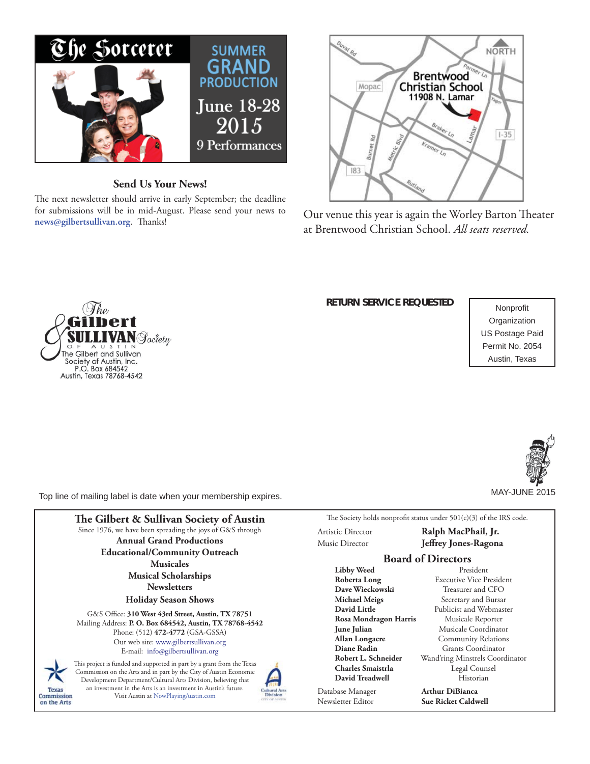The Sorcerer

SUMMER GRAND PRODUCTION

June 18-28 2015

9 Performances

## Send Us Your News!

The next newsletter should arrive in early September; the deadline for submissions will be in mid-August. Please send your news to **news@gilbertsullivan.org**. Thanks!

NORTH

Brentwood Christian School
11908 N. Lamar

Our venue this year is again the Worley Barton Theater at Brentwood Christian School. *All seats reserved.*

The Gilbert & Sullivan Society of Austin
The Gilbert and Sullivan Society of Austin, Inc.
P.O. Box 684542
Austin, Texas 78768-4542

**RETURN SERVICE REQUESTED**

Nonprofit Organization
US Postage Paid
Permit No. 2054
Austin, Texas

Top line of mailing label is date when your membership expires.

MAY-JUNE 2015

## The Gilbert & Sullivan Society of Austin

Since 1976, we have been spreading the joys of G&S through

**Annual Grand Productions**
**Educational/Community Outreach**
**Musicales**
**Musical Scholarships**
**Newsletters**
**Holiday Season Shows**

G&S Office: **310 West 43rd Street, Austin, TX 78751**
Mailing Address: **P. O. Box 684542, Austin, TX 78768-4542**
Phone: (512) **472-4772** (GSA-GSSA)
Our web site: www.gilbertsullivan.org
E-mail: info@gilbertsullivan.org

This project is funded and supported in part by a grant from the Texas Commission on the Arts and in part by the City of Austin Economic Development Department/Cultural Arts Division, believing that an investment in the Arts is an investment in Austin's future. Visit Austin at NowPlayingAustin.com

The Society holds nonprofit status under 501(c)(3) of the IRS code.

| | |
|---|---|
| Artistic Director | **Ralph MacPhail, Jr.** |
| Music Director | **Jeffrey Jones-Ragona** |

### Board of Directors

| | |
|---|---|
| **Libby Weed** | President |
| **Roberta Long** | Executive Vice President |
| **Dave Wieckowski** | Treasurer and CFO |
| **Michael Meigs** | Secretary and Bursar |
| **David Little** | Publicist and Webmaster |
| **Rosa Mondragon Harris** | Musicale Reporter |
| **June Julian** | Musicale Coordinator |
| **Allan Longacre** | Community Relations |
| **Diane Radin** | Grants Coordinator |
| **Robert L. Schneider** | Wand'ring Minstrels Coordinator |
| **Charles Smaistrla** | Legal Counsel |
| **David Treadwell** | Historian |

| | |
|---|---|
| Database Manager | **Arthur DiBianca** |
| Newsletter Editor | **Sue Ricket Caldwell** |